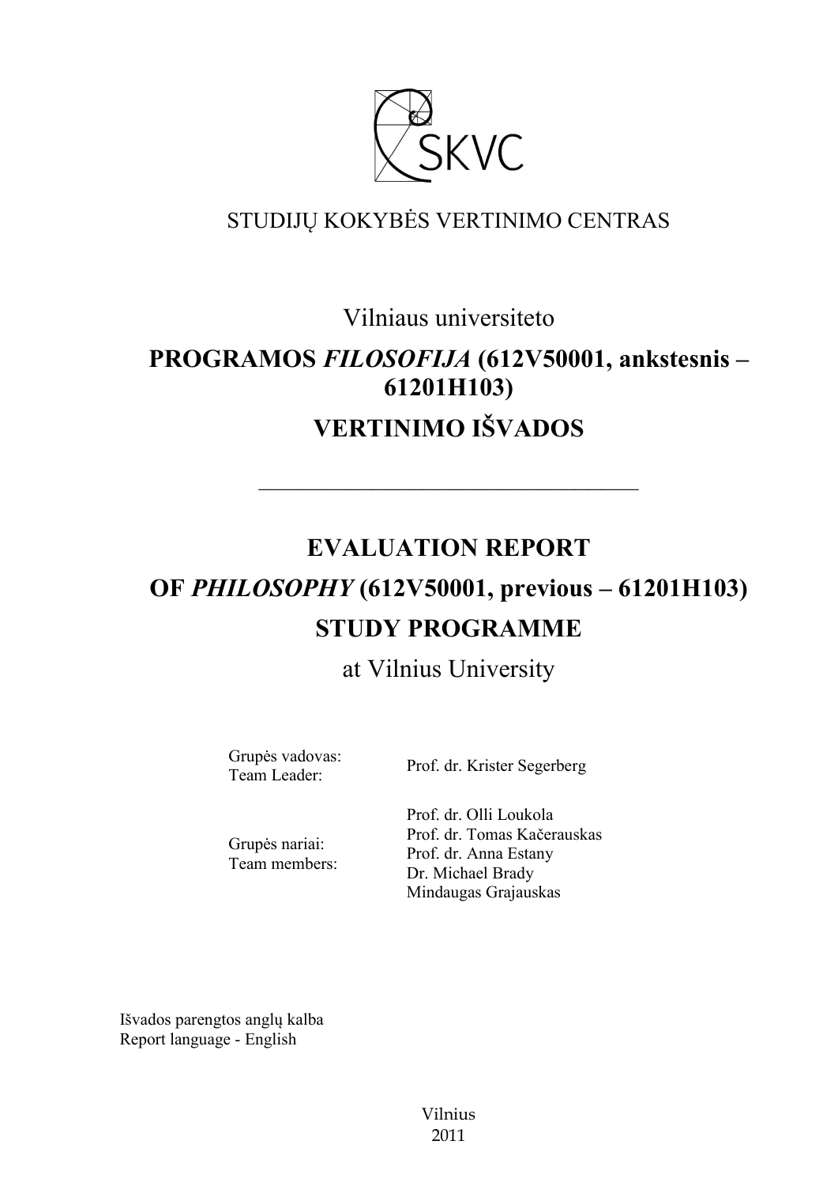SKVC

STUDIJŲ KOKYBĖS VERTINIMO CENTRAS

Vilniaus universiteto

# PROGRAMOS *FILOSOFIJA* (612V50001, ankstesnis – 61201H103)

# VERTINIMO IŠVADOS

---

# EVALUATION REPORT

# OF *PHILOSOPHY* (612V50001, previous – 61201H103)

# STUDY PROGRAMME

at Vilnius University

| | |
|---|---|
| Grupės vadovas:<br>Team Leader: | Prof. dr. Krister Segerberg |
| Grupės nariai:<br>Team members: | Prof. dr. Olli Loukola<br>Prof. dr. Tomas Kačerauskas<br>Prof. dr. Anna Estany<br>Dr. Michael Brady<br>Mindaugas Grajauskas |

Išvados parengtos anglų kalba
Report language - English

Vilnius
2011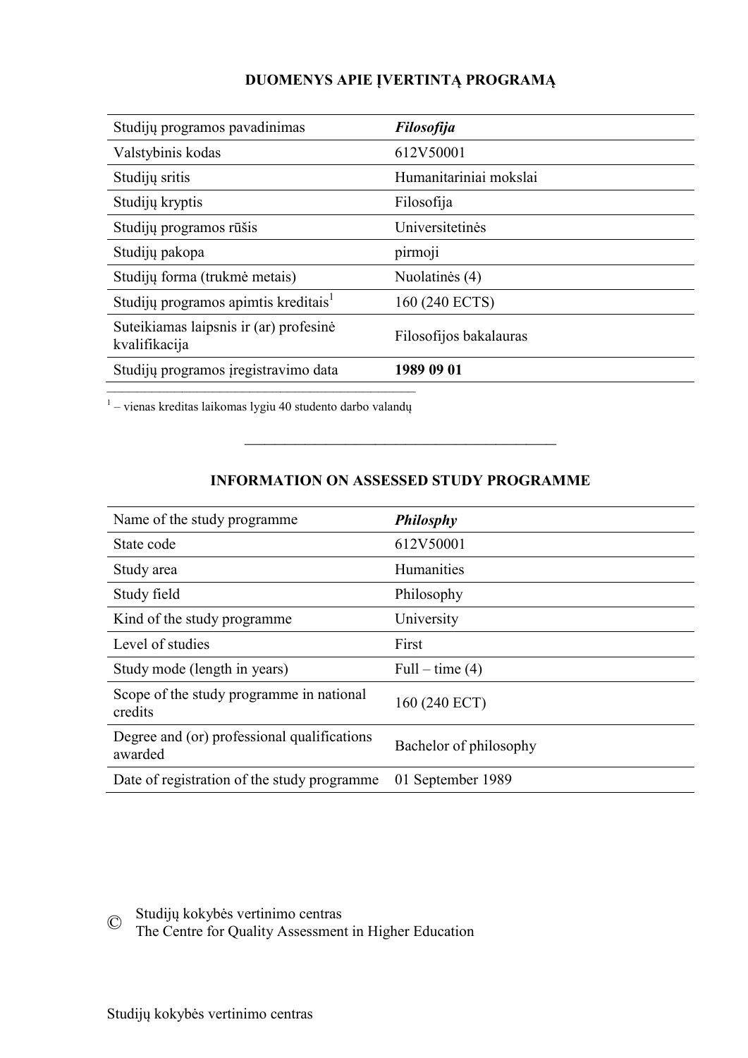## DUOMENYS APIE ĮVERTINTĄ PROGRAMĄ

| Studijų programos pavadinimas | ***Filosofija*** |
|---|---|
| Valstybinis kodas | 612V50001 |
| Studijų sritis | Humanitariniai mokslai |
| Studijų kryptis | Filosofija |
| Studijų programos rūšis | Universitetinės |
| Studijų pakopa | pirmoji |
| Studijų forma (trukmė metais) | Nuolatinės (4) |
| Studijų programos apimtis kreditais[1] | 160 (240 ECTS) |
| Suteikiamas laipsnis ir (ar) profesinė kvalifikacija | Filosofijos bakalauras |
| Studijų programos įregistravimo data | **1989 09 01** |

[1] – vienas kreditas laikomas lygiu 40 studento darbo valandų

---

## INFORMATION ON ASSESSED STUDY PROGRAMME

| Name of the study programme | ***Philosphy*** |
|---|---|
| State code | 612V50001 |
| Study area | Humanities |
| Study field | Philosophy |
| Kind of the study programme | University |
| Level of studies | First |
| Study mode (length in years) | Full – time (4) |
| Scope of the study programme in national credits | 160 (240 ECT) |
| Degree and (or) professional qualifications awarded | Bachelor of philosophy |
| Date of registration of the study programme | 01 September 1989 |

© Studijų kokybės vertinimo centras
The Centre for Quality Assessment in Higher Education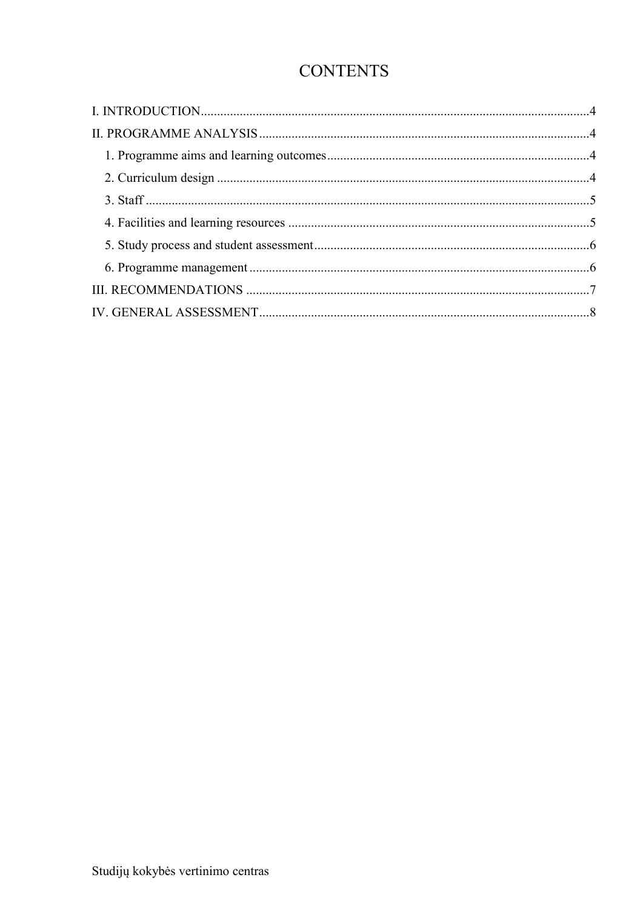# CONTENTS

I. INTRODUCTION....................................................................................................................4

II. PROGRAMME ANALYSIS....................................................................................................4

1. Programme aims and learning outcomes...............................................................................4

2. Curriculum design ..................................................................................................................4

3. Staff .........................................................................................................................................5

4. Facilities and learning resources ............................................................................................5

5. Study process and student assessment....................................................................................6

6. Programme management ........................................................................................................6

III. RECOMMENDATIONS ........................................................................................................7

IV. GENERAL ASSESSMENT....................................................................................................8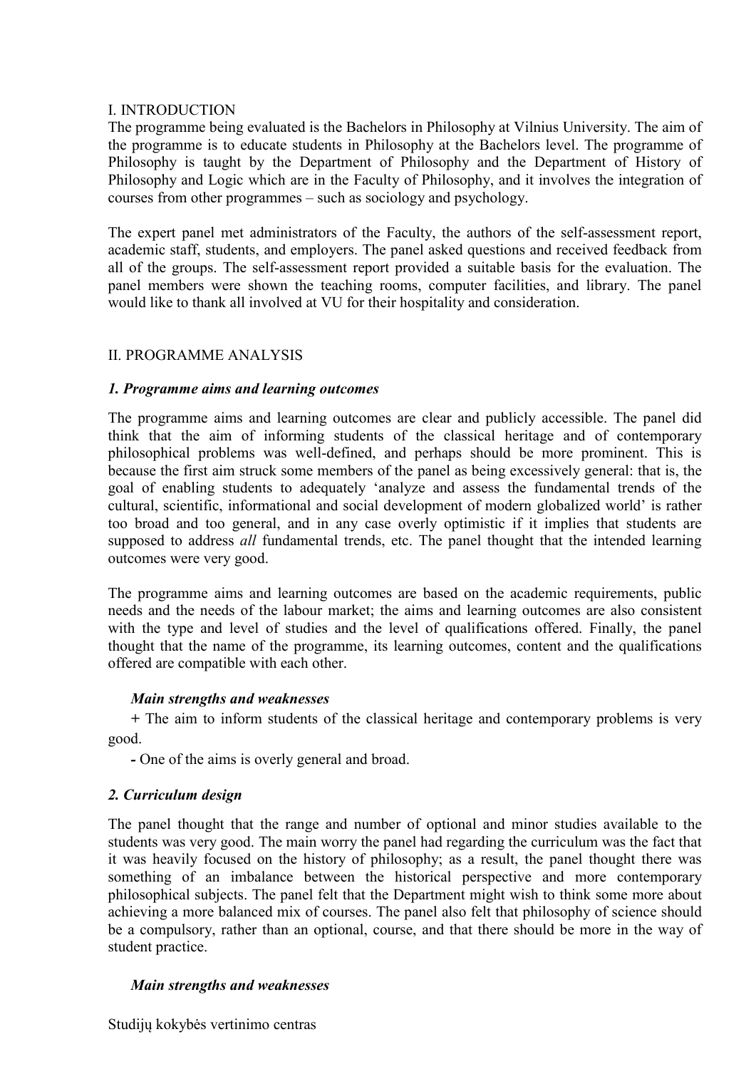## I. INTRODUCTION

The programme being evaluated is the Bachelors in Philosophy at Vilnius University. The aim of the programme is to educate students in Philosophy at the Bachelors level. The programme of Philosophy is taught by the Department of Philosophy and the Department of History of Philosophy and Logic which are in the Faculty of Philosophy, and it involves the integration of courses from other programmes – such as sociology and psychology.

The expert panel met administrators of the Faculty, the authors of the self-assessment report, academic staff, students, and employers. The panel asked questions and received feedback from all of the groups. The self-assessment report provided a suitable basis for the evaluation. The panel members were shown the teaching rooms, computer facilities, and library. The panel would like to thank all involved at VU for their hospitality and consideration.

## II. PROGRAMME ANALYSIS

### *1. Programme aims and learning outcomes*

The programme aims and learning outcomes are clear and publicly accessible. The panel did think that the aim of informing students of the classical heritage and of contemporary philosophical problems was well-defined, and perhaps should be more prominent. This is because the first aim struck some members of the panel as being excessively general: that is, the goal of enabling students to adequately 'analyze and assess the fundamental trends of the cultural, scientific, informational and social development of modern globalized world' is rather too broad and too general, and in any case overly optimistic if it implies that students are supposed to address *all* fundamental trends, etc. The panel thought that the intended learning outcomes were very good.

The programme aims and learning outcomes are based on the academic requirements, public needs and the needs of the labour market; the aims and learning outcomes are also consistent with the type and level of studies and the level of qualifications offered. Finally, the panel thought that the name of the programme, its learning outcomes, content and the qualifications offered are compatible with each other.

#### *Main strengths and weaknesses*

**+** The aim to inform students of the classical heritage and contemporary problems is very good.

**-** One of the aims is overly general and broad.

### *2. Curriculum design*

The panel thought that the range and number of optional and minor studies available to the students was very good. The main worry the panel had regarding the curriculum was the fact that it was heavily focused on the history of philosophy; as a result, the panel thought there was something of an imbalance between the historical perspective and more contemporary philosophical subjects. The panel felt that the Department might wish to think some more about achieving a more balanced mix of courses. The panel also felt that philosophy of science should be a compulsory, rather than an optional, course, and that there should be more in the way of student practice.

#### *Main strengths and weaknesses*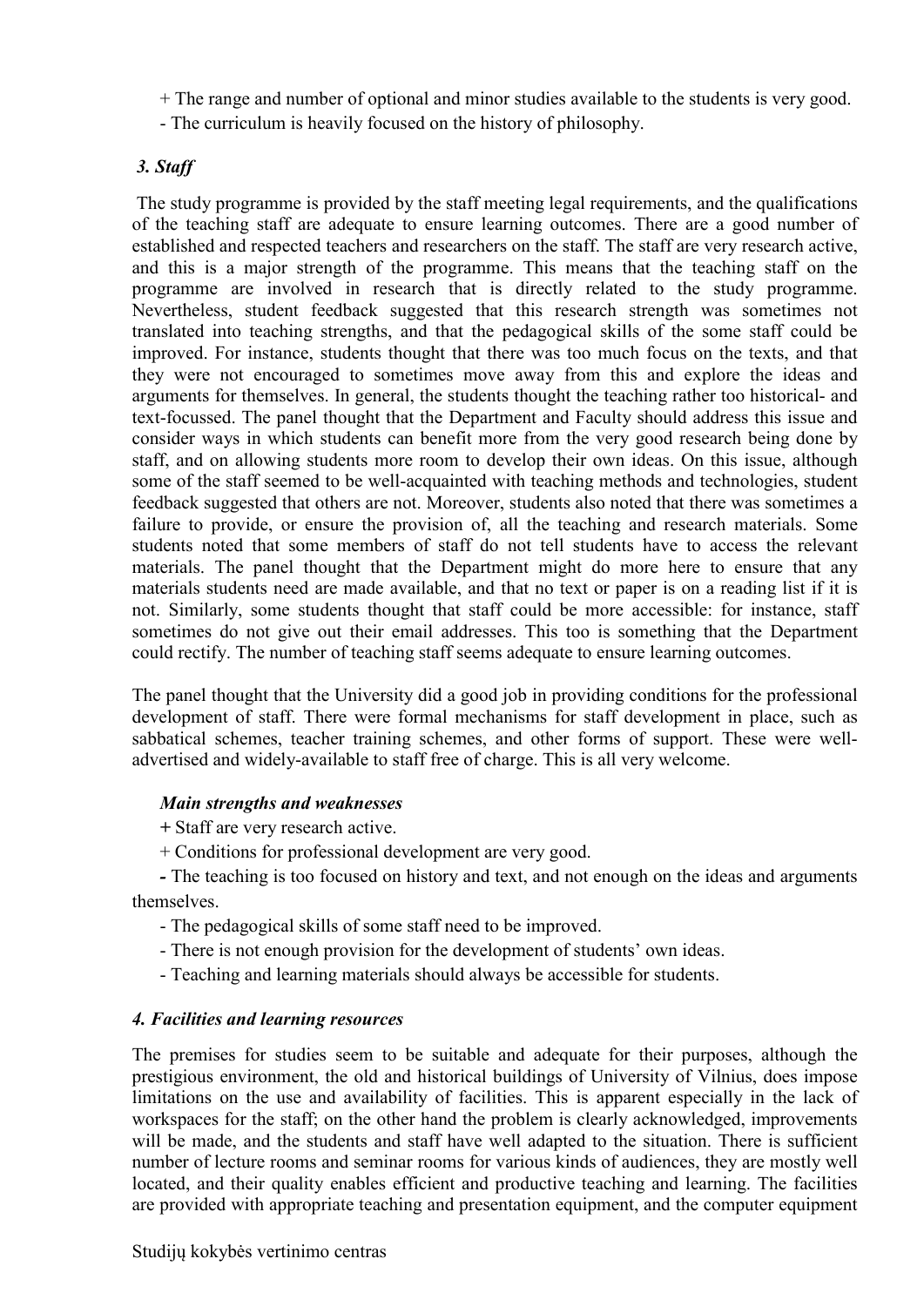+ The range and number of optional and minor studies available to the students is very good.

- The curriculum is heavily focused on the history of philosophy.

### *3. Staff*

The study programme is provided by the staff meeting legal requirements, and the qualifications of the teaching staff are adequate to ensure learning outcomes. There are a good number of established and respected teachers and researchers on the staff. The staff are very research active, and this is a major strength of the programme. This means that the teaching staff on the programme are involved in research that is directly related to the study programme. Nevertheless, student feedback suggested that this research strength was sometimes not translated into teaching strengths, and that the pedagogical skills of the some staff could be improved. For instance, students thought that there was too much focus on the texts, and that they were not encouraged to sometimes move away from this and explore the ideas and arguments for themselves. In general, the students thought the teaching rather too historical- and text-focussed. The panel thought that the Department and Faculty should address this issue and consider ways in which students can benefit more from the very good research being done by staff, and on allowing students more room to develop their own ideas. On this issue, although some of the staff seemed to be well-acquainted with teaching methods and technologies, student feedback suggested that others are not. Moreover, students also noted that there was sometimes a failure to provide, or ensure the provision of, all the teaching and research materials. Some students noted that some members of staff do not tell students have to access the relevant materials. The panel thought that the Department might do more here to ensure that any materials students need are made available, and that no text or paper is on a reading list if it is not. Similarly, some students thought that staff could be more accessible: for instance, staff sometimes do not give out their email addresses. This too is something that the Department could rectify. The number of teaching staff seems adequate to ensure learning outcomes.

The panel thought that the University did a good job in providing conditions for the professional development of staff. There were formal mechanisms for staff development in place, such as sabbatical schemes, teacher training schemes, and other forms of support. These were well-advertised and widely-available to staff free of charge. This is all very welcome.

#### *Main strengths and weaknesses*

+ Staff are very research active.

+ Conditions for professional development are very good.

- The teaching is too focused on history and text, and not enough on the ideas and arguments themselves.
- The pedagogical skills of some staff need to be improved.
- There is not enough provision for the development of students' own ideas.
- Teaching and learning materials should always be accessible for students.

### *4. Facilities and learning resources*

The premises for studies seem to be suitable and adequate for their purposes, although the prestigious environment, the old and historical buildings of University of Vilnius, does impose limitations on the use and availability of facilities. This is apparent especially in the lack of workspaces for the staff; on the other hand the problem is clearly acknowledged, improvements will be made, and the students and staff have well adapted to the situation. There is sufficient number of lecture rooms and seminar rooms for various kinds of audiences, they are mostly well located, and their quality enables efficient and productive teaching and learning. The facilities are provided with appropriate teaching and presentation equipment, and the computer equipment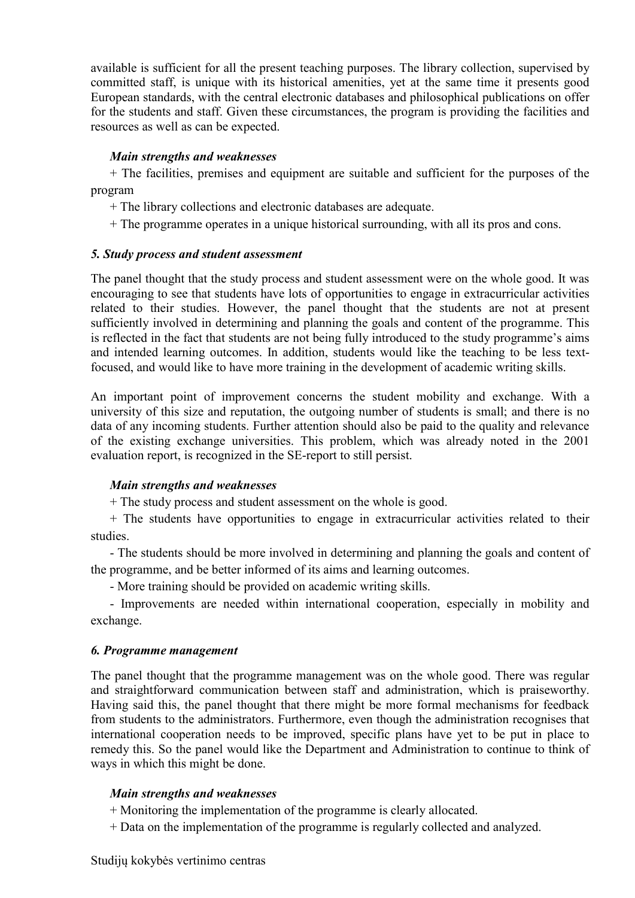available is sufficient for all the present teaching purposes. The library collection, supervised by committed staff, is unique with its historical amenities, yet at the same time it presents good European standards, with the central electronic databases and philosophical publications on offer for the students and staff. Given these circumstances, the program is providing the facilities and resources as well as can be expected.

***Main strengths and weaknesses***

+ The facilities, premises and equipment are suitable and sufficient for the purposes of the program

+ The library collections and electronic databases are adequate.

+ The programme operates in a unique historical surrounding, with all its pros and cons.

### *5. Study process and student assessment*

The panel thought that the study process and student assessment were on the whole good. It was encouraging to see that students have lots of opportunities to engage in extracurricular activities related to their studies. However, the panel thought that the students are not at present sufficiently involved in determining and planning the goals and content of the programme. This is reflected in the fact that students are not being fully introduced to the study programme's aims and intended learning outcomes. In addition, students would like the teaching to be less text-focused, and would like to have more training in the development of academic writing skills.

An important point of improvement concerns the student mobility and exchange. With a university of this size and reputation, the outgoing number of students is small; and there is no data of any incoming students. Further attention should also be paid to the quality and relevance of the existing exchange universities. This problem, which was already noted in the 2001 evaluation report, is recognized in the SE-report to still persist.

***Main strengths and weaknesses***

+ The study process and student assessment on the whole is good.

+ The students have opportunities to engage in extracurricular activities related to their studies.

- The students should be more involved in determining and planning the goals and content of the programme, and be better informed of its aims and learning outcomes.

- More training should be provided on academic writing skills.

- Improvements are needed within international cooperation, especially in mobility and exchange.

### *6. Programme management*

The panel thought that the programme management was on the whole good. There was regular and straightforward communication between staff and administration, which is praiseworthy. Having said this, the panel thought that there might be more formal mechanisms for feedback from students to the administrators. Furthermore, even though the administration recognises that international cooperation needs to be improved, specific plans have yet to be put in place to remedy this. So the panel would like the Department and Administration to continue to think of ways in which this might be done.

***Main strengths and weaknesses***

+ Monitoring the implementation of the programme is clearly allocated.

+ Data on the implementation of the programme is regularly collected and analyzed.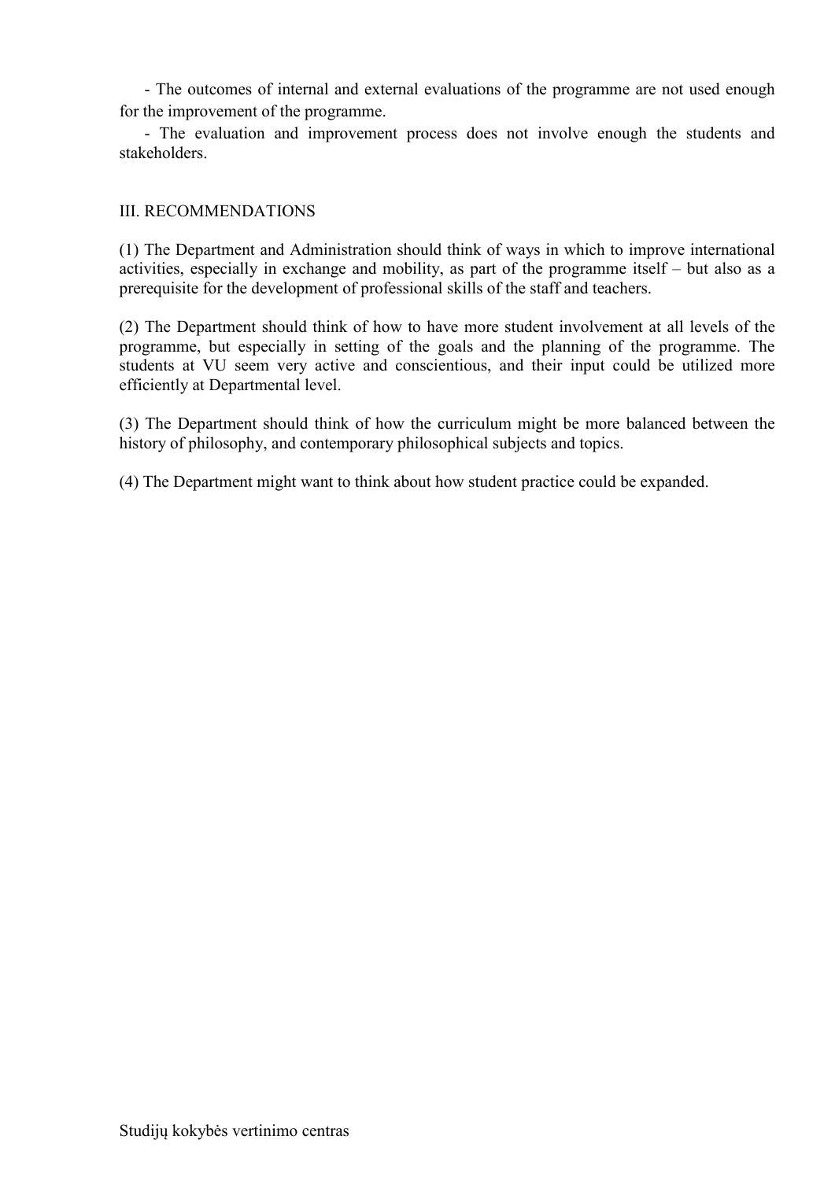- The outcomes of internal and external evaluations of the programme are not used enough for the improvement of the programme.

- The evaluation and improvement process does not involve enough the students and stakeholders.

## III. RECOMMENDATIONS

(1) The Department and Administration should think of ways in which to improve international activities, especially in exchange and mobility, as part of the programme itself – but also as a prerequisite for the development of professional skills of the staff and teachers.

(2) The Department should think of how to have more student involvement at all levels of the programme, but especially in setting of the goals and the planning of the programme. The students at VU seem very active and conscientious, and their input could be utilized more efficiently at Departmental level.

(3) The Department should think of how the curriculum might be more balanced between the history of philosophy, and contemporary philosophical subjects and topics.

(4) The Department might want to think about how student practice could be expanded.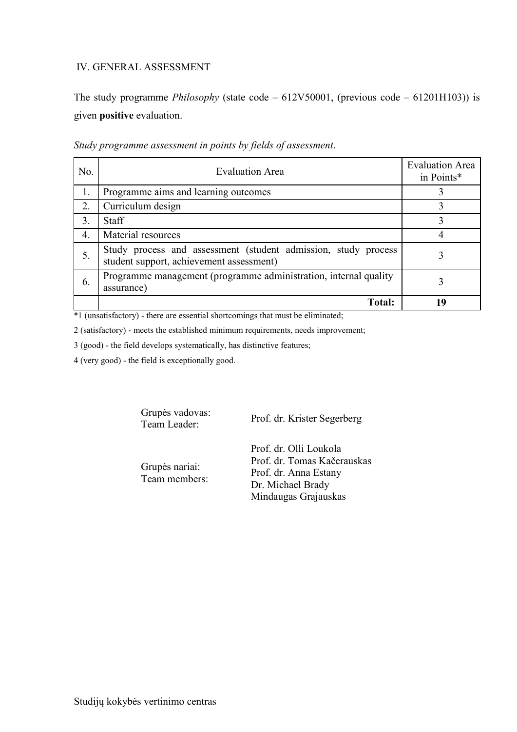## IV. GENERAL ASSESSMENT

The study programme *Philosophy* (state code – 612V50001, (previous code – 61201H103)) is given **positive** evaluation.

*Study programme assessment in points by fields of assessment*.

| No. | Evaluation Area | Evaluation Area in Points* |
|---|---|---|
| 1. | Programme aims and learning outcomes | 3 |
| 2. | Curriculum design | 3 |
| 3. | Staff | 3 |
| 4. | Material resources | 4 |
| 5. | Study process and assessment (student admission, study process student support, achievement assessment) | 3 |
| 6. | Programme management (programme administration, internal quality assurance) | 3 |
| | **Total:** | **19** |

*1 (unsatisfactory) - there are essential shortcomings that must be eliminated;

2 (satisfactory) - meets the established minimum requirements, needs improvement;

3 (good) - the field develops systematically, has distinctive features;

4 (very good) - the field is exceptionally good.

| | |
|---|---|
| Grupės vadovas:<br>Team Leader: | Prof. dr. Krister Segerberg |
| Grupės nariai:<br>Team members: | Prof. dr. Olli Loukola<br>Prof. dr. Tomas Kačerauskas<br>Prof. dr. Anna Estany<br>Dr. Michael Brady<br>Mindaugas Grajauskas |

Studijų kokybės vertinimo centras